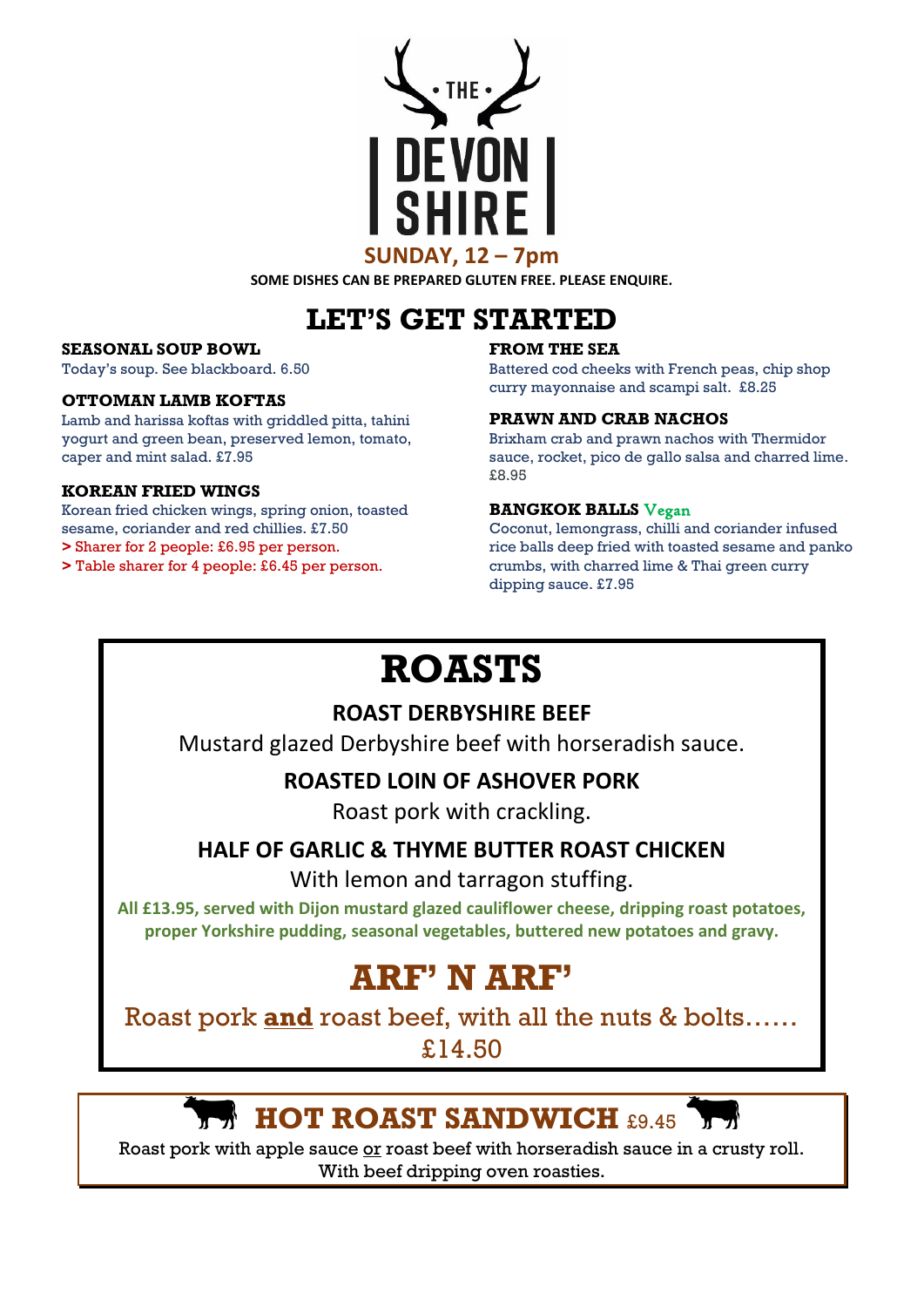# THE DEVON SHIRE

**SUNDAY, 12 – 7pm**

**SOME DISHES CAN BE PREPARED GLUTEN FREE. PLEASE ENQUIRE.**

## LET'S GET STARTED

**SEASONAL SOUP BOWL**
Today's soup. See blackboard. 6.50

**OTTOMAN LAMB KOFTAS**
Lamb and harissa koftas with griddled pitta, tahini yogurt and green bean, preserved lemon, tomato, caper and mint salad. £7.95

**KOREAN FRIED WINGS**
Korean fried chicken wings, spring onion, toasted sesame, coriander and red chillies. £7.50
**>** Sharer for 2 people: £6.95 per person.
**>** Table sharer for 4 people: £6.45 per person.

**FROM THE SEA**
Battered cod cheeks with French peas, chip shop curry mayonnaise and scampi salt. £8.25

**PRAWN AND CRAB NACHOS**
Brixham crab and prawn nachos with Thermidor sauce, rocket, pico de gallo salsa and charred lime. £8.95

**BANGKOK BALLS** Vegan
Coconut, lemongrass, chilli and coriander infused rice balls deep fried with toasted sesame and panko crumbs, with charred lime & Thai green curry dipping sauce. £7.95

## ROASTS

**ROAST DERBYSHIRE BEEF**
Mustard glazed Derbyshire beef with horseradish sauce.

**ROASTED LOIN OF ASHOVER PORK**
Roast pork with crackling.

**HALF OF GARLIC & THYME BUTTER ROAST CHICKEN**
With lemon and tarragon stuffing.

**All £13.95, served with Dijon mustard glazed cauliflower cheese, dripping roast potatoes, proper Yorkshire pudding, seasonal vegetables, buttered new potatoes and gravy.**

## ARF' N ARF'

Roast pork **and** roast beef, with all the nuts & bolts……
£14.50

## HOT ROAST SANDWICH £9.45

Roast pork with apple sauce or roast beef with horseradish sauce in a crusty roll.
With beef dripping oven roasties.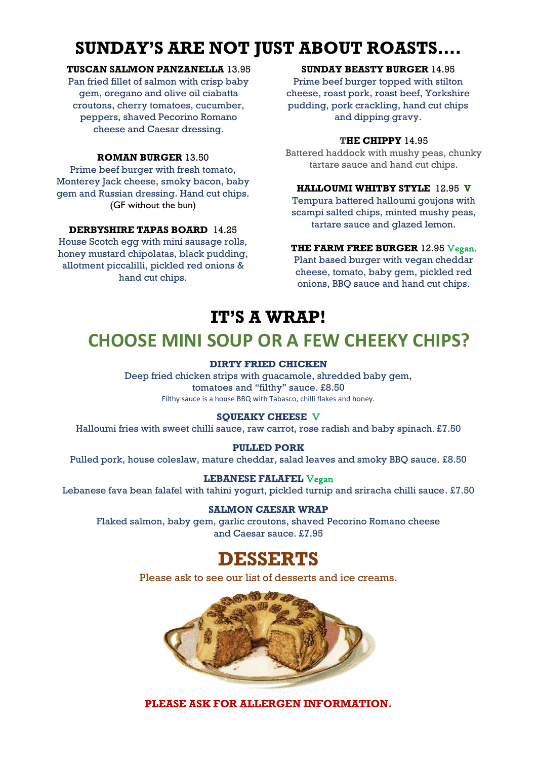# SUNDAY'S ARE NOT JUST ABOUT ROASTS….

**TUSCAN SALMON PANZANELLA** 13.95
Pan fried fillet of salmon with crisp baby gem, oregano and olive oil ciabatta croutons, cherry tomatoes, cucumber, peppers, shaved Pecorino Romano cheese and Caesar dressing.

**ROMAN BURGER** 13.50
Prime beef burger with fresh tomato, Monterey Jack cheese, smoky bacon, baby gem and Russian dressing. Hand cut chips. (GF without the bun)

**DERBYSHIRE TAPAS BOARD** 14.25
House Scotch egg with mini sausage rolls, honey mustard chipolatas, black pudding, allotment piccalilli, pickled red onions & hand cut chips.

**SUNDAY BEASTY BURGER** 14.95
Prime beef burger topped with stilton cheese, roast pork, roast beef, Yorkshire pudding, pork crackling, hand cut chips and dipping gravy.

**THE CHIPPY** 14.95
Battered haddock with mushy peas, chunky tartare sauce and hand cut chips.

**HALLOUMI WHITBY STYLE** 12.95 **V**
Tempura battered halloumi goujons with scampi salted chips, minted mushy peas, tartare sauce and glazed lemon.

**THE FARM FREE BURGER** 12.95 Vegan.
Plant based burger with vegan cheddar cheese, tomato, baby gem, pickled red onions, BBQ sauce and hand cut chips.

# IT'S A WRAP!

## CHOOSE MINI SOUP OR A FEW CHEEKY CHIPS?

**DIRTY FRIED CHICKEN**
Deep fried chicken strips with guacamole, shredded baby gem, tomatoes and "filthy" sauce. £8.50
Filthy sauce is a house BBQ with Tabasco, chilli flakes and honey.

**SQUEAKY CHEESE** V
Halloumi fries with sweet chilli sauce, raw carrot, rose radish and baby spinach. £7.50

**PULLED PORK**
Pulled pork, house coleslaw, mature cheddar, salad leaves and smoky BBQ sauce. £8.50

**LEBANESE FALAFEL** Vegan
Lebanese fava bean falafel with tahini yogurt, pickled turnip and sriracha chilli sauce. £7.50

**SALMON CAESAR WRAP**
Flaked salmon, baby gem, garlic croutons, shaved Pecorino Romano cheese and Caesar sauce. £7.95

# DESSERTS

Please ask to see our list of desserts and ice creams.

**PLEASE ASK FOR ALLERGEN INFORMATION.**